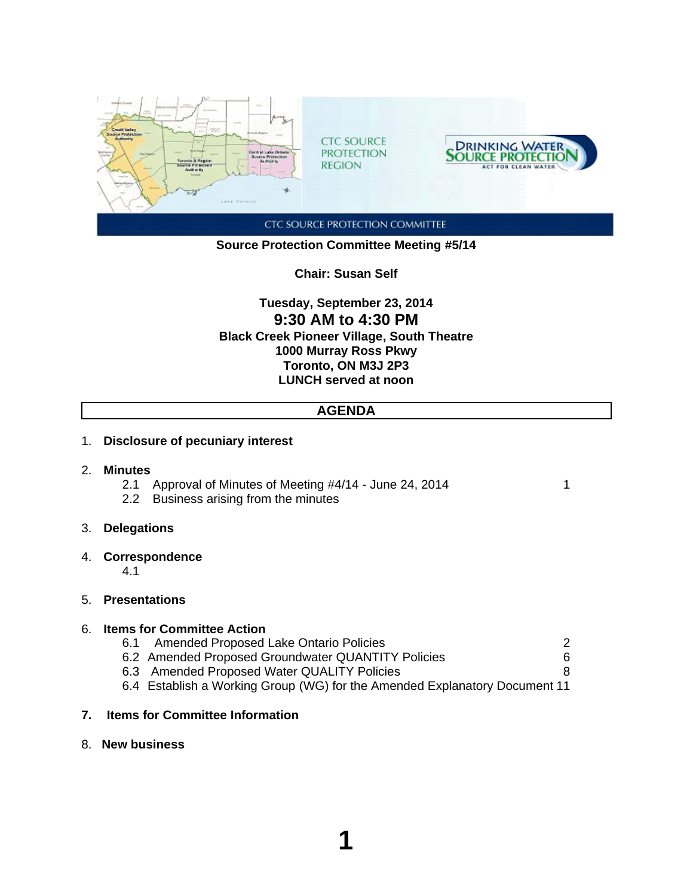CTC SOURCE PROTECTION REGION

DRINKING WATER SOURCE PROTECTION
ACT FOR CLEAN WATER

CTC SOURCE PROTECTION COMMITTEE

**Source Protection Committee Meeting #5/14**

**Chair: Susan Self**

**Tuesday, September 23, 2014**
**9:30 AM to 4:30 PM**
**Black Creek Pioneer Village, South Theatre**
**1000 Murray Ross Pkwy**
**Toronto, ON M3J 2P3**
**LUNCH served at noon**

## AGENDA

1. **Disclosure of pecuniary interest**

2. **Minutes**
   - 2.1 Approval of Minutes of Meeting #4/14 - June 24, 2014 — 1
   - 2.2 Business arising from the minutes

3. **Delegations**

4. **Correspondence**
   - 4.1

5. **Presentations**

6. **Items for Committee Action**
   - 6.1 Amended Proposed Lake Ontario Policies — 2
   - 6.2 Amended Proposed Groundwater QUANTITY Policies — 6
   - 6.3 Amended Proposed Water QUALITY Policies — 8
   - 6.4 Establish a Working Group (WG) for the Amended Explanatory Document — 11

7. **Items for Committee Information**

8. **New business**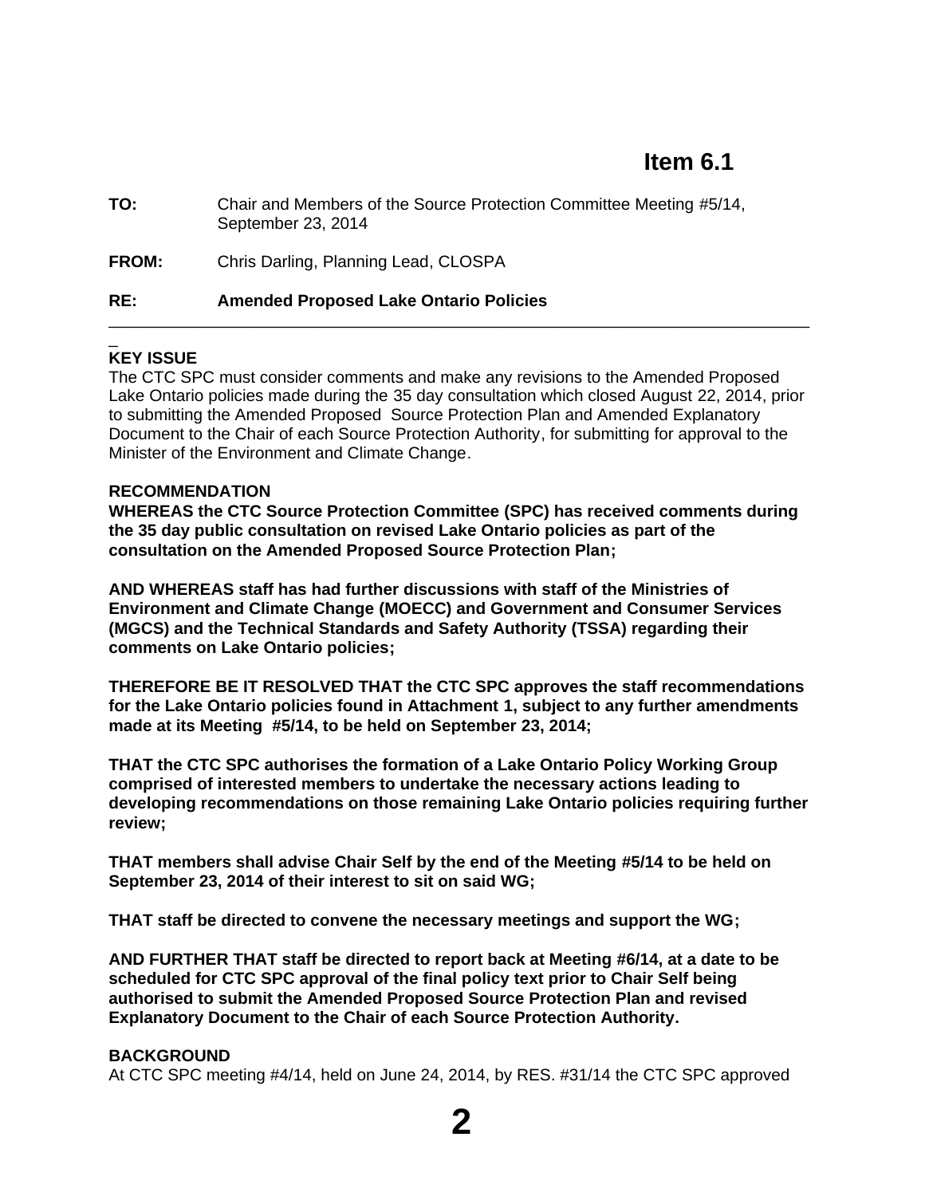# Item 6.1

**TO:** Chair and Members of the Source Protection Committee Meeting #5/14, September 23, 2014

**FROM:** Chris Darling, Planning Lead, CLOSPA

**RE:** **Amended Proposed Lake Ontario Policies**

---

**KEY ISSUE**

The CTC SPC must consider comments and make any revisions to the Amended Proposed Lake Ontario policies made during the 35 day consultation which closed August 22, 2014, prior to submitting the Amended Proposed Source Protection Plan and Amended Explanatory Document to the Chair of each Source Protection Authority, for submitting for approval to the Minister of the Environment and Climate Change.

**RECOMMENDATION**

**WHEREAS the CTC Source Protection Committee (SPC) has received comments during the 35 day public consultation on revised Lake Ontario policies as part of the consultation on the Amended Proposed Source Protection Plan;**

**AND WHEREAS staff has had further discussions with staff of the Ministries of Environment and Climate Change (MOECC) and Government and Consumer Services (MGCS) and the Technical Standards and Safety Authority (TSSA) regarding their comments on Lake Ontario policies;**

**THEREFORE BE IT RESOLVED THAT the CTC SPC approves the staff recommendations for the Lake Ontario policies found in Attachment 1, subject to any further amendments made at its Meeting #5/14, to be held on September 23, 2014;**

**THAT the CTC SPC authorises the formation of a Lake Ontario Policy Working Group comprised of interested members to undertake the necessary actions leading to developing recommendations on those remaining Lake Ontario policies requiring further review;**

**THAT members shall advise Chair Self by the end of the Meeting #5/14 to be held on September 23, 2014 of their interest to sit on said WG;**

**THAT staff be directed to convene the necessary meetings and support the WG;**

**AND FURTHER THAT staff be directed to report back at Meeting #6/14, at a date to be scheduled for CTC SPC approval of the final policy text prior to Chair Self being authorised to submit the Amended Proposed Source Protection Plan and revised Explanatory Document to the Chair of each Source Protection Authority.**

**BACKGROUND**

At CTC SPC meeting #4/14, held on June 24, 2014, by RES. #31/14 the CTC SPC approved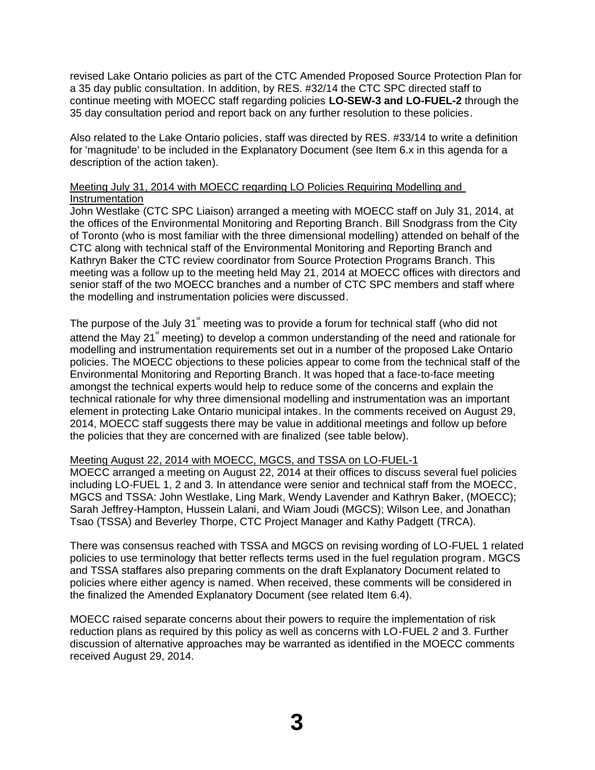revised Lake Ontario policies as part of the CTC Amended Proposed Source Protection Plan for a 35 day public consultation. In addition, by RES. #32/14 the CTC SPC directed staff to continue meeting with MOECC staff regarding policies **LO-SEW-3 and LO-FUEL-2** through the 35 day consultation period and report back on any further resolution to these policies.

Also related to the Lake Ontario policies, staff was directed by RES. #33/14 to write a definition for 'magnitude' to be included in the Explanatory Document (see Item 6.x in this agenda for a description of the action taken).

<u>Meeting July 31, 2014 with MOECC regarding LO Policies Requiring Modelling and Instrumentation</u>

John Westlake (CTC SPC Liaison) arranged a meeting with MOECC staff on July 31, 2014, at the offices of the Environmental Monitoring and Reporting Branch. Bill Snodgrass from the City of Toronto (who is most familiar with the three dimensional modelling) attended on behalf of the CTC along with technical staff of the Environmental Monitoring and Reporting Branch and Kathryn Baker the CTC review coordinator from Source Protection Programs Branch. This meeting was a follow up to the meeting held May 21, 2014 at MOECC offices with directors and senior staff of the two MOECC branches and a number of CTC SPC members and staff where the modelling and instrumentation policies were discussed.

The purpose of the July 31st meeting was to provide a forum for technical staff (who did not attend the May 21st meeting) to develop a common understanding of the need and rationale for modelling and instrumentation requirements set out in a number of the proposed Lake Ontario policies. The MOECC objections to these policies appear to come from the technical staff of the Environmental Monitoring and Reporting Branch. It was hoped that a face-to-face meeting amongst the technical experts would help to reduce some of the concerns and explain the technical rationale for why three dimensional modelling and instrumentation was an important element in protecting Lake Ontario municipal intakes. In the comments received on August 29, 2014, MOECC staff suggests there may be value in additional meetings and follow up before the policies that they are concerned with are finalized (see table below).

<u>Meeting August 22, 2014 with MOECC, MGCS, and TSSA on LO-FUEL-1</u>

MOECC arranged a meeting on August 22, 2014 at their offices to discuss several fuel policies including LO-FUEL 1, 2 and 3. In attendance were senior and technical staff from the MOECC, MGCS and TSSA: John Westlake, Ling Mark, Wendy Lavender and Kathryn Baker, (MOECC); Sarah Jeffrey-Hampton, Hussein Lalani, and Wiam Joudi (MGCS); Wilson Lee, and Jonathan Tsao (TSSA) and Beverley Thorpe, CTC Project Manager and Kathy Padgett (TRCA).

There was consensus reached with TSSA and MGCS on revising wording of LO-FUEL 1 related policies to use terminology that better reflects terms used in the fuel regulation program. MGCS and TSSA staffares also preparing comments on the draft Explanatory Document related to policies where either agency is named. When received, these comments will be considered in the finalized the Amended Explanatory Document (see related Item 6.4).

MOECC raised separate concerns about their powers to require the implementation of risk reduction plans as required by this policy as well as concerns with LO-FUEL 2 and 3. Further discussion of alternative approaches may be warranted as identified in the MOECC comments received August 29, 2014.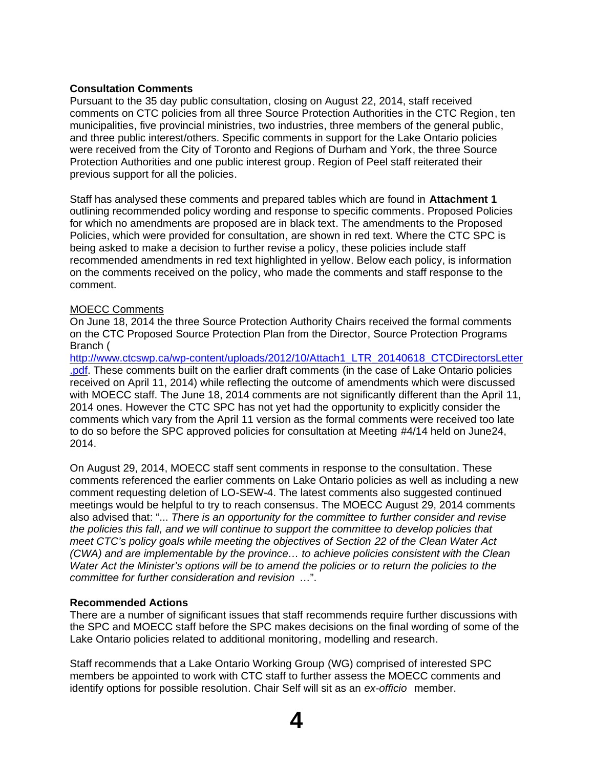**Consultation Comments**

Pursuant to the 35 day public consultation, closing on August 22, 2014, staff received comments on CTC policies from all three Source Protection Authorities in the CTC Region, ten municipalities, five provincial ministries, two industries, three members of the general public, and three public interest/others. Specific comments in support for the Lake Ontario policies were received from the City of Toronto and Regions of Durham and York, the three Source Protection Authorities and one public interest group. Region of Peel staff reiterated their previous support for all the policies.

Staff has analysed these comments and prepared tables which are found in **Attachment 1** outlining recommended policy wording and response to specific comments. Proposed Policies for which no amendments are proposed are in black text. The amendments to the Proposed Policies, which were provided for consultation, are shown in red text. Where the CTC SPC is being asked to make a decision to further revise a policy, these policies include staff recommended amendments in red text highlighted in yellow. Below each policy, is information on the comments received on the policy, who made the comments and staff response to the comment.

<u>MOECC Comments</u>

On June 18, 2014 the three Source Protection Authority Chairs received the formal comments on the CTC Proposed Source Protection Plan from the Director, Source Protection Programs Branch (http://www.ctcswp.ca/wp-content/uploads/2012/10/Attach1_LTR_20140618_CTCDirectorsLetter.pdf. These comments built on the earlier draft comments (in the case of Lake Ontario policies received on April 11, 2014) while reflecting the outcome of amendments which were discussed with MOECC staff. The June 18, 2014 comments are not significantly different than the April 11, 2014 ones. However the CTC SPC has not yet had the opportunity to explicitly consider the comments which vary from the April 11 version as the formal comments were received too late to do so before the SPC approved policies for consultation at Meeting #4/14 held on June24, 2014.

On August 29, 2014, MOECC staff sent comments in response to the consultation. These comments referenced the earlier comments on Lake Ontario policies as well as including a new comment requesting deletion of LO-SEW-4. The latest comments also suggested continued meetings would be helpful to try to reach consensus. The MOECC August 29, 2014 comments also advised that: "*... There is an opportunity for the committee to further consider and revise the policies this fall, and we will continue to support the committee to develop policies that meet CTC's policy goals while meeting the objectives of Section 22 of the Clean Water Act (CWA) and are implementable by the province… to achieve policies consistent with the Clean Water Act the Minister's options will be to amend the policies or to return the policies to the committee for further consideration and revision* …".

**Recommended Actions**

There are a number of significant issues that staff recommends require further discussions with the SPC and MOECC staff before the SPC makes decisions on the final wording of some of the Lake Ontario policies related to additional monitoring, modelling and research.

Staff recommends that a Lake Ontario Working Group (WG) comprised of interested SPC members be appointed to work with CTC staff to further assess the MOECC comments and identify options for possible resolution. Chair Self will sit as an *ex-officio* member.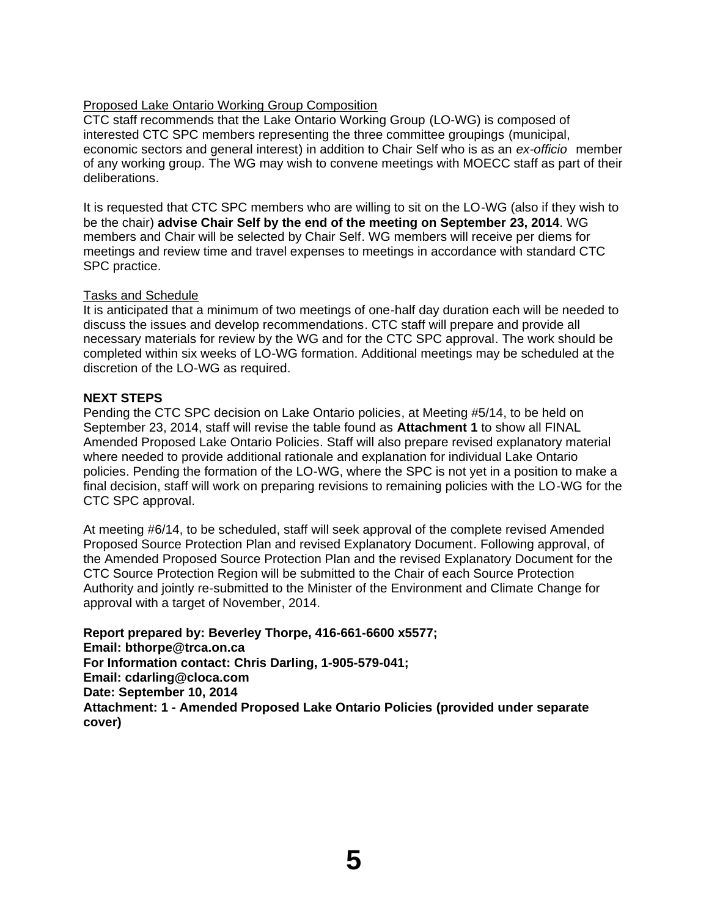<u>Proposed Lake Ontario Working Group Composition</u>

CTC staff recommends that the Lake Ontario Working Group (LO-WG) is composed of interested CTC SPC members representing the three committee groupings (municipal, economic sectors and general interest) in addition to Chair Self who is as an *ex-officio* member of any working group. The WG may wish to convene meetings with MOECC staff as part of their deliberations.

It is requested that CTC SPC members who are willing to sit on the LO-WG (also if they wish to be the chair) **advise Chair Self by the end of the meeting on September 23, 2014**. WG members and Chair will be selected by Chair Self. WG members will receive per diems for meetings and review time and travel expenses to meetings in accordance with standard CTC SPC practice.

<u>Tasks and Schedule</u>

It is anticipated that a minimum of two meetings of one-half day duration each will be needed to discuss the issues and develop recommendations. CTC staff will prepare and provide all necessary materials for review by the WG and for the CTC SPC approval. The work should be completed within six weeks of LO-WG formation. Additional meetings may be scheduled at the discretion of the LO-WG as required.

**NEXT STEPS**

Pending the CTC SPC decision on Lake Ontario policies, at Meeting #5/14, to be held on September 23, 2014, staff will revise the table found as **Attachment 1** to show all FINAL Amended Proposed Lake Ontario Policies. Staff will also prepare revised explanatory material where needed to provide additional rationale and explanation for individual Lake Ontario policies. Pending the formation of the LO-WG, where the SPC is not yet in a position to make a final decision, staff will work on preparing revisions to remaining policies with the LO-WG for the CTC SPC approval.

At meeting #6/14, to be scheduled, staff will seek approval of the complete revised Amended Proposed Source Protection Plan and revised Explanatory Document. Following approval, of the Amended Proposed Source Protection Plan and the revised Explanatory Document for the CTC Source Protection Region will be submitted to the Chair of each Source Protection Authority and jointly re-submitted to the Minister of the Environment and Climate Change for approval with a target of November, 2014.

**Report prepared by: Beverley Thorpe, 416-661-6600 x5577;**
**Email: bthorpe@trca.on.ca**
**For Information contact: Chris Darling, 1-905-579-041;**
**Email: cdarling@cloca.com**
**Date: September 10, 2014**
**Attachment: 1 - Amended Proposed Lake Ontario Policies (provided under separate cover)**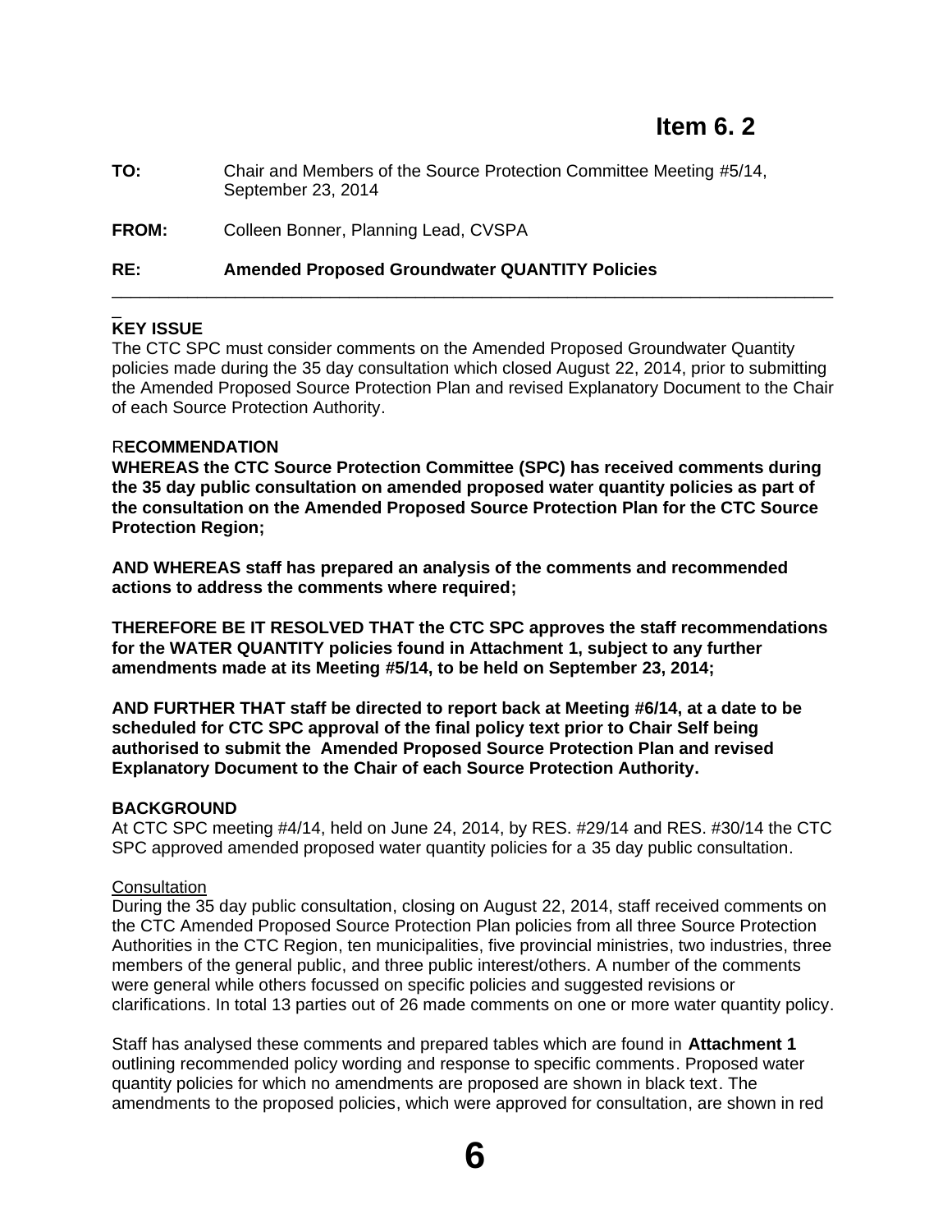# Item 6. 2

**TO:** Chair and Members of the Source Protection Committee Meeting #5/14, September 23, 2014

**FROM:** Colleen Bonner, Planning Lead, CVSPA

**RE:** **Amended Proposed Groundwater QUANTITY Policies**

---

**KEY ISSUE**

The CTC SPC must consider comments on the Amended Proposed Groundwater Quantity policies made during the 35 day consultation which closed August 22, 2014, prior to submitting the Amended Proposed Source Protection Plan and revised Explanatory Document to the Chair of each Source Protection Authority.

R**ECOMMENDATION**

**WHEREAS the CTC Source Protection Committee (SPC) has received comments during the 35 day public consultation on amended proposed water quantity policies as part of the consultation on the Amended Proposed Source Protection Plan for the CTC Source Protection Region;**

**AND WHEREAS staff has prepared an analysis of the comments and recommended actions to address the comments where required;**

**THEREFORE BE IT RESOLVED THAT the CTC SPC approves the staff recommendations for the WATER QUANTITY policies found in Attachment 1, subject to any further amendments made at its Meeting #5/14, to be held on September 23, 2014;**

**AND FURTHER THAT staff be directed to report back at Meeting #6/14, at a date to be scheduled for CTC SPC approval of the final policy text prior to Chair Self being authorised to submit the Amended Proposed Source Protection Plan and revised Explanatory Document to the Chair of each Source Protection Authority.**

**BACKGROUND**

At CTC SPC meeting #4/14, held on June 24, 2014, by RES. #29/14 and RES. #30/14 the CTC SPC approved amended proposed water quantity policies for a 35 day public consultation.

Consultation

During the 35 day public consultation, closing on August 22, 2014, staff received comments on the CTC Amended Proposed Source Protection Plan policies from all three Source Protection Authorities in the CTC Region, ten municipalities, five provincial ministries, two industries, three members of the general public, and three public interest/others. A number of the comments were general while others focussed on specific policies and suggested revisions or clarifications. In total 13 parties out of 26 made comments on one or more water quantity policy.

Staff has analysed these comments and prepared tables which are found in **Attachment 1** outlining recommended policy wording and response to specific comments. Proposed water quantity policies for which no amendments are proposed are shown in black text. The amendments to the proposed policies, which were approved for consultation, are shown in red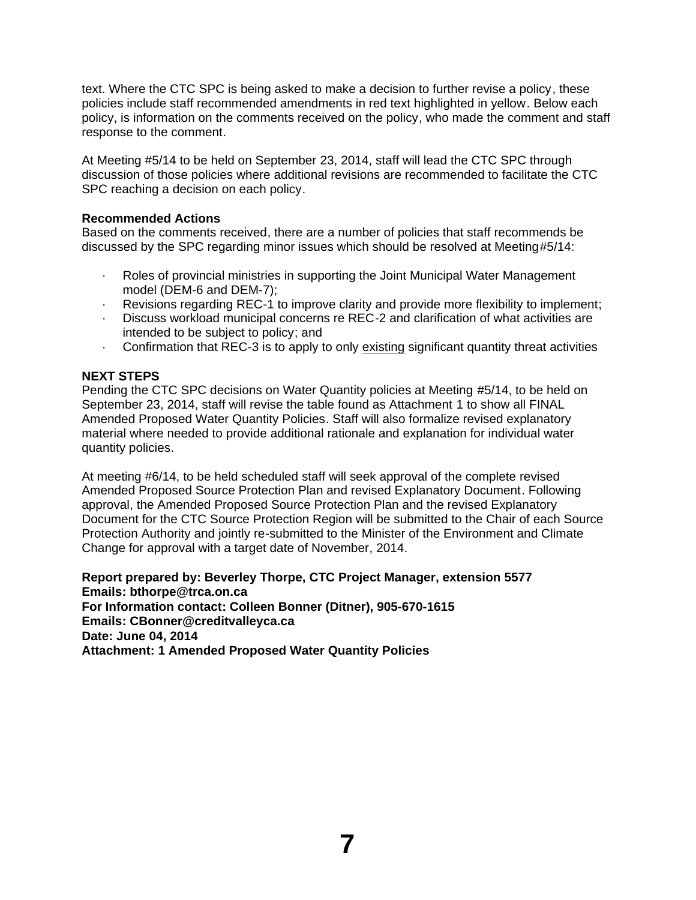text. Where the CTC SPC is being asked to make a decision to further revise a policy, these policies include staff recommended amendments in red text highlighted in yellow. Below each policy, is information on the comments received on the policy, who made the comment and staff response to the comment.

At Meeting #5/14 to be held on September 23, 2014, staff will lead the CTC SPC through discussion of those policies where additional revisions are recommended to facilitate the CTC SPC reaching a decision on each policy.

**Recommended Actions**
Based on the comments received, there are a number of policies that staff recommends be discussed by the SPC regarding minor issues which should be resolved at Meeting#5/14:

- Roles of provincial ministries in supporting the Joint Municipal Water Management model (DEM-6 and DEM-7);
- Revisions regarding REC-1 to improve clarity and provide more flexibility to implement;
- Discuss workload municipal concerns re REC-2 and clarification of what activities are intended to be subject to policy; and
- Confirmation that REC-3 is to apply to only <u>existing</u> significant quantity threat activities

**NEXT STEPS**
Pending the CTC SPC decisions on Water Quantity policies at Meeting #5/14, to be held on September 23, 2014, staff will revise the table found as Attachment 1 to show all FINAL Amended Proposed Water Quantity Policies. Staff will also formalize revised explanatory material where needed to provide additional rationale and explanation for individual water quantity policies.

At meeting #6/14, to be held scheduled staff will seek approval of the complete revised Amended Proposed Source Protection Plan and revised Explanatory Document. Following approval, the Amended Proposed Source Protection Plan and the revised Explanatory Document for the CTC Source Protection Region will be submitted to the Chair of each Source Protection Authority and jointly re-submitted to the Minister of the Environment and Climate Change for approval with a target date of November, 2014.

**Report prepared by: Beverley Thorpe, CTC Project Manager, extension 5577**
**Emails: bthorpe@trca.on.ca**
**For Information contact: Colleen Bonner (Ditner), 905-670-1615**
**Emails: CBonner@creditvalleyca.ca**
**Date: June 04, 2014**
**Attachment: 1 Amended Proposed Water Quantity Policies**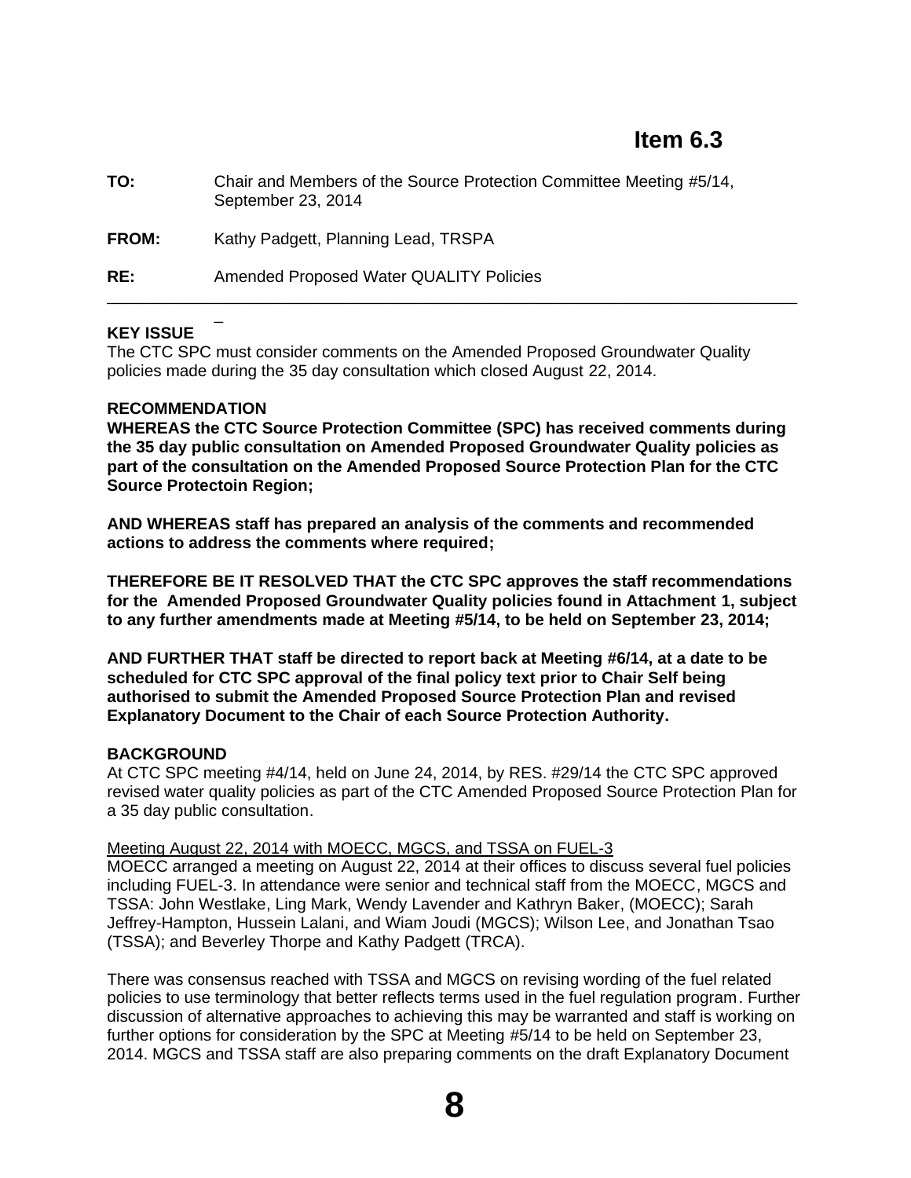# Item 6.3

**TO:** Chair and Members of the Source Protection Committee Meeting #5/14, September 23, 2014

**FROM:** Kathy Padgett, Planning Lead, TRSPA

**RE:** Amended Proposed Water QUALITY Policies

---

**KEY ISSUE**

The CTC SPC must consider comments on the Amended Proposed Groundwater Quality policies made during the 35 day consultation which closed August 22, 2014.

**RECOMMENDATION**

**WHEREAS the CTC Source Protection Committee (SPC) has received comments during the 35 day public consultation on Amended Proposed Groundwater Quality policies as part of the consultation on the Amended Proposed Source Protection Plan for the CTC Source Protectoin Region;**

**AND WHEREAS staff has prepared an analysis of the comments and recommended actions to address the comments where required;**

**THEREFORE BE IT RESOLVED THAT the CTC SPC approves the staff recommendations for the Amended Proposed Groundwater Quality policies found in Attachment 1, subject to any further amendments made at Meeting #5/14, to be held on September 23, 2014;**

**AND FURTHER THAT staff be directed to report back at Meeting #6/14, at a date to be scheduled for CTC SPC approval of the final policy text prior to Chair Self being authorised to submit the Amended Proposed Source Protection Plan and revised Explanatory Document to the Chair of each Source Protection Authority.**

**BACKGROUND**

At CTC SPC meeting #4/14, held on June 24, 2014, by RES. #29/14 the CTC SPC approved revised water quality policies as part of the CTC Amended Proposed Source Protection Plan for a 35 day public consultation.

Meeting August 22, 2014 with MOECC, MGCS, and TSSA on FUEL-3

MOECC arranged a meeting on August 22, 2014 at their offices to discuss several fuel policies including FUEL-3. In attendance were senior and technical staff from the MOECC, MGCS and TSSA: John Westlake, Ling Mark, Wendy Lavender and Kathryn Baker, (MOECC); Sarah Jeffrey-Hampton, Hussein Lalani, and Wiam Joudi (MGCS); Wilson Lee, and Jonathan Tsao (TSSA); and Beverley Thorpe and Kathy Padgett (TRCA).

There was consensus reached with TSSA and MGCS on revising wording of the fuel related policies to use terminology that better reflects terms used in the fuel regulation program. Further discussion of alternative approaches to achieving this may be warranted and staff is working on further options for consideration by the SPC at Meeting #5/14 to be held on September 23, 2014. MGCS and TSSA staff are also preparing comments on the draft Explanatory Document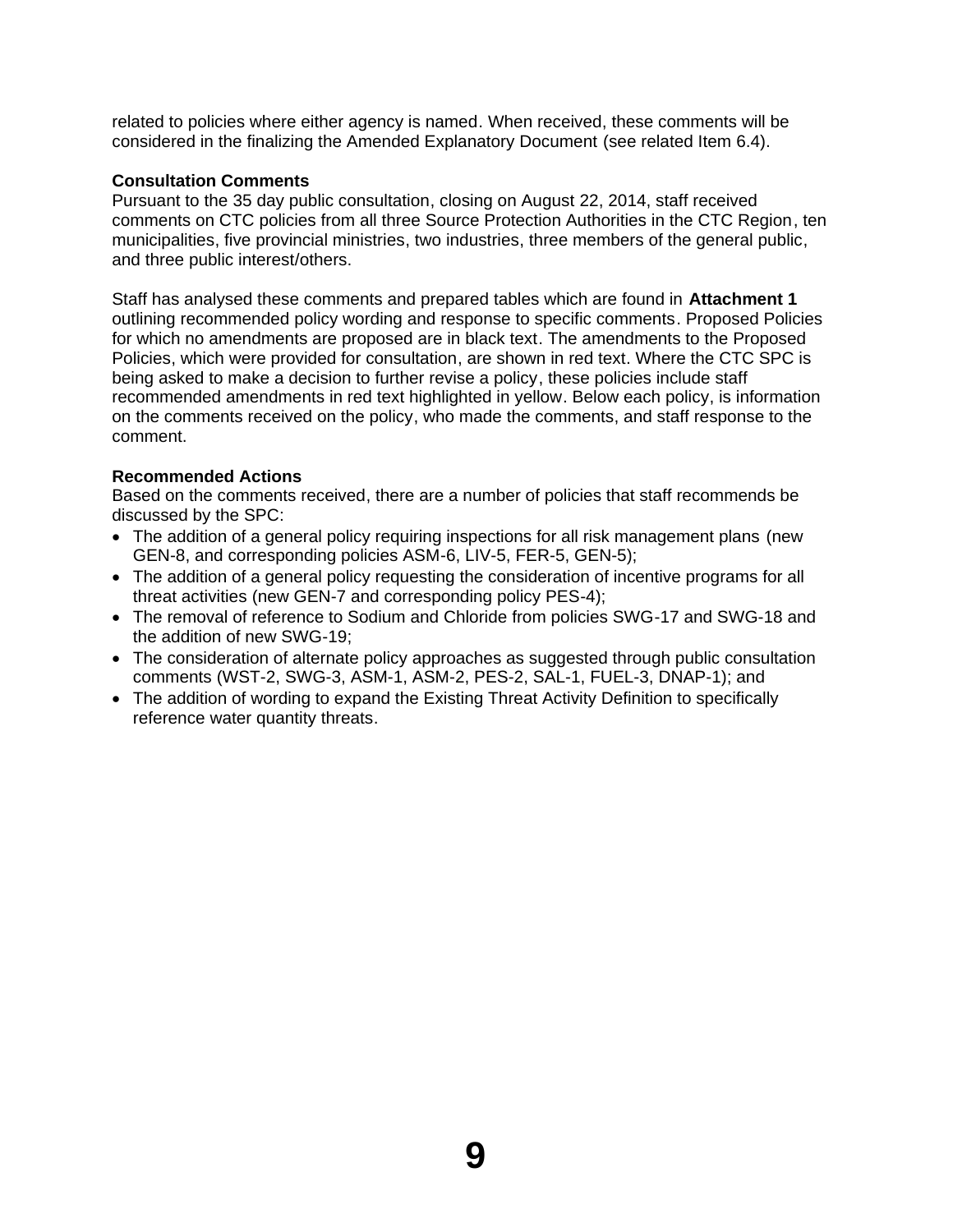related to policies where either agency is named. When received, these comments will be considered in the finalizing the Amended Explanatory Document (see related Item 6.4).

**Consultation Comments**

Pursuant to the 35 day public consultation, closing on August 22, 2014, staff received comments on CTC policies from all three Source Protection Authorities in the CTC Region, ten municipalities, five provincial ministries, two industries, three members of the general public, and three public interest/others.

Staff has analysed these comments and prepared tables which are found in **Attachment 1** outlining recommended policy wording and response to specific comments. Proposed Policies for which no amendments are proposed are in black text. The amendments to the Proposed Policies, which were provided for consultation, are shown in red text. Where the CTC SPC is being asked to make a decision to further revise a policy, these policies include staff recommended amendments in red text highlighted in yellow. Below each policy, is information on the comments received on the policy, who made the comments, and staff response to the comment.

**Recommended Actions**

Based on the comments received, there are a number of policies that staff recommends be discussed by the SPC:

- The addition of a general policy requiring inspections for all risk management plans (new GEN-8, and corresponding policies ASM-6, LIV-5, FER-5, GEN-5);
- The addition of a general policy requesting the consideration of incentive programs for all threat activities (new GEN-7 and corresponding policy PES-4);
- The removal of reference to Sodium and Chloride from policies SWG-17 and SWG-18 and the addition of new SWG-19;
- The consideration of alternate policy approaches as suggested through public consultation comments (WST-2, SWG-3, ASM-1, ASM-2, PES-2, SAL-1, FUEL-3, DNAP-1); and
- The addition of wording to expand the Existing Threat Activity Definition to specifically reference water quantity threats.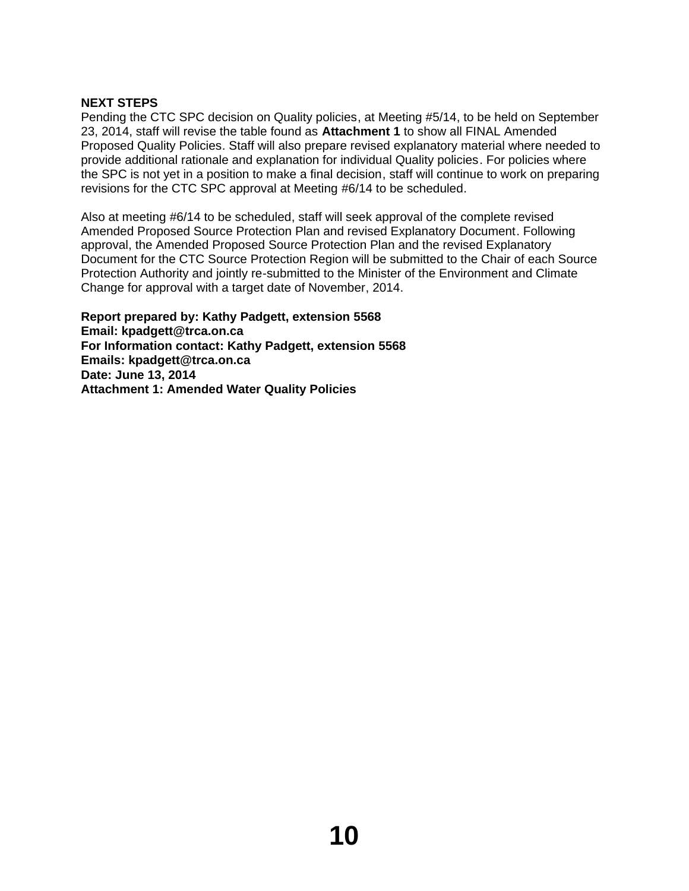**NEXT STEPS**

Pending the CTC SPC decision on Quality policies, at Meeting #5/14, to be held on September 23, 2014, staff will revise the table found as **Attachment 1** to show all FINAL Amended Proposed Quality Policies. Staff will also prepare revised explanatory material where needed to provide additional rationale and explanation for individual Quality policies. For policies where the SPC is not yet in a position to make a final decision, staff will continue to work on preparing revisions for the CTC SPC approval at Meeting #6/14 to be scheduled.

Also at meeting #6/14 to be scheduled, staff will seek approval of the complete revised Amended Proposed Source Protection Plan and revised Explanatory Document. Following approval, the Amended Proposed Source Protection Plan and the revised Explanatory Document for the CTC Source Protection Region will be submitted to the Chair of each Source Protection Authority and jointly re-submitted to the Minister of the Environment and Climate Change for approval with a target date of November, 2014.

**Report prepared by: Kathy Padgett, extension 5568**
**Email: kpadgett@trca.on.ca**
**For Information contact: Kathy Padgett, extension 5568**
**Emails: kpadgett@trca.on.ca**
**Date: June 13, 2014**
**Attachment 1: Amended Water Quality Policies**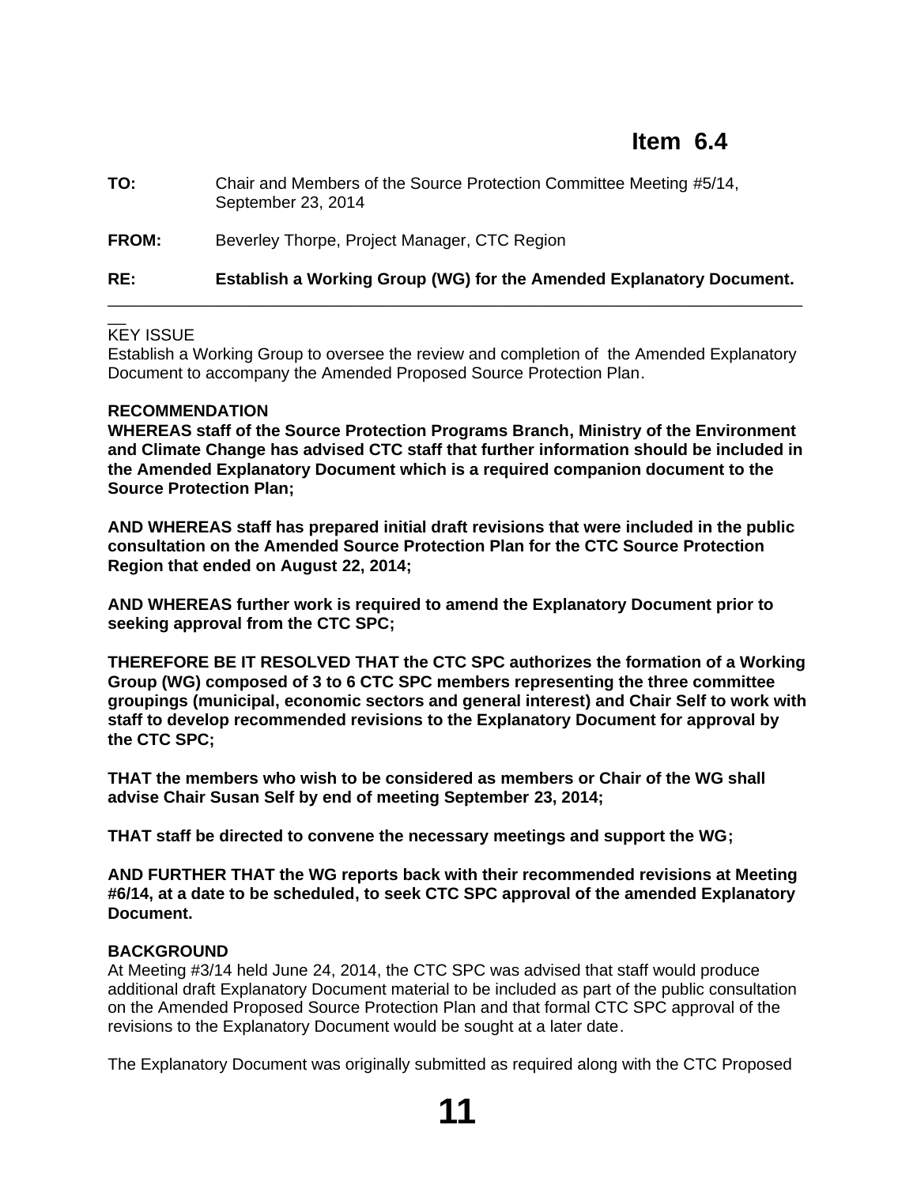# Item 6.4

**TO:** Chair and Members of the Source Protection Committee Meeting #5/14, September 23, 2014

**FROM:** Beverley Thorpe, Project Manager, CTC Region

**RE:** **Establish a Working Group (WG) for the Amended Explanatory Document.**

---

KEY ISSUE

Establish a Working Group to oversee the review and completion of the Amended Explanatory Document to accompany the Amended Proposed Source Protection Plan.

**RECOMMENDATION**

**WHEREAS staff of the Source Protection Programs Branch, Ministry of the Environment and Climate Change has advised CTC staff that further information should be included in the Amended Explanatory Document which is a required companion document to the Source Protection Plan;**

**AND WHEREAS staff has prepared initial draft revisions that were included in the public consultation on the Amended Source Protection Plan for the CTC Source Protection Region that ended on August 22, 2014;**

**AND WHEREAS further work is required to amend the Explanatory Document prior to seeking approval from the CTC SPC;**

**THEREFORE BE IT RESOLVED THAT the CTC SPC authorizes the formation of a Working Group (WG) composed of 3 to 6 CTC SPC members representing the three committee groupings (municipal, economic sectors and general interest) and Chair Self to work with staff to develop recommended revisions to the Explanatory Document for approval by the CTC SPC;**

**THAT the members who wish to be considered as members or Chair of the WG shall advise Chair Susan Self by end of meeting September 23, 2014;**

**THAT staff be directed to convene the necessary meetings and support the WG;**

**AND FURTHER THAT the WG reports back with their recommended revisions at Meeting #6/14, at a date to be scheduled, to seek CTC SPC approval of the amended Explanatory Document.**

**BACKGROUND**

At Meeting #3/14 held June 24, 2014, the CTC SPC was advised that staff would produce additional draft Explanatory Document material to be included as part of the public consultation on the Amended Proposed Source Protection Plan and that formal CTC SPC approval of the revisions to the Explanatory Document would be sought at a later date.

The Explanatory Document was originally submitted as required along with the CTC Proposed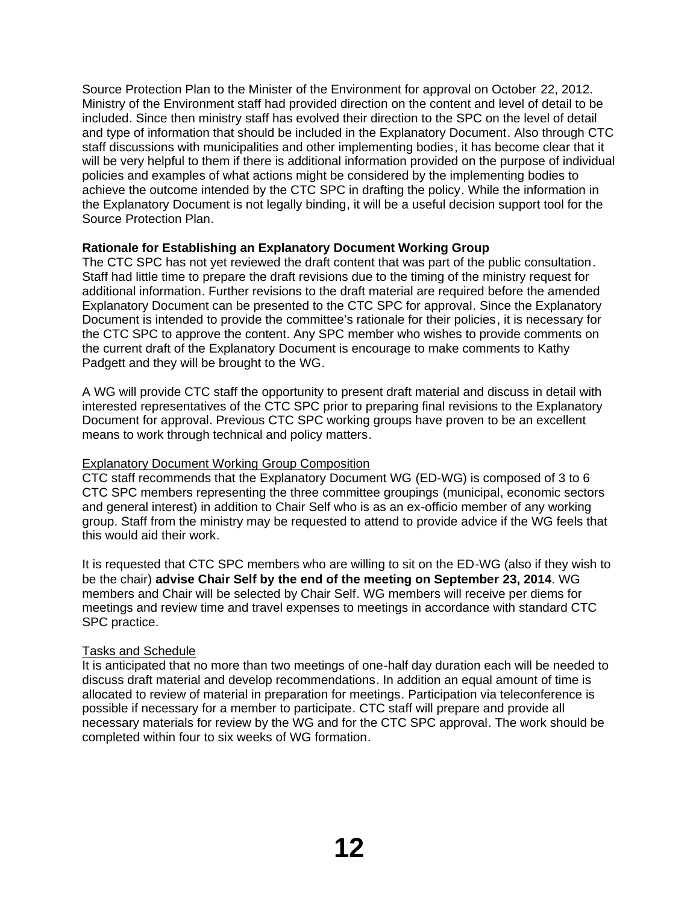Source Protection Plan to the Minister of the Environment for approval on October 22, 2012. Ministry of the Environment staff had provided direction on the content and level of detail to be included. Since then ministry staff has evolved their direction to the SPC on the level of detail and type of information that should be included in the Explanatory Document. Also through CTC staff discussions with municipalities and other implementing bodies, it has become clear that it will be very helpful to them if there is additional information provided on the purpose of individual policies and examples of what actions might be considered by the implementing bodies to achieve the outcome intended by the CTC SPC in drafting the policy. While the information in the Explanatory Document is not legally binding, it will be a useful decision support tool for the Source Protection Plan.

**Rationale for Establishing an Explanatory Document Working Group**

The CTC SPC has not yet reviewed the draft content that was part of the public consultation. Staff had little time to prepare the draft revisions due to the timing of the ministry request for additional information. Further revisions to the draft material are required before the amended Explanatory Document can be presented to the CTC SPC for approval. Since the Explanatory Document is intended to provide the committee's rationale for their policies, it is necessary for the CTC SPC to approve the content. Any SPC member who wishes to provide comments on the current draft of the Explanatory Document is encourage to make comments to Kathy Padgett and they will be brought to the WG.

A WG will provide CTC staff the opportunity to present draft material and discuss in detail with interested representatives of the CTC SPC prior to preparing final revisions to the Explanatory Document for approval. Previous CTC SPC working groups have proven to be an excellent means to work through technical and policy matters.

<u>Explanatory Document Working Group Composition</u>

CTC staff recommends that the Explanatory Document WG (ED-WG) is composed of 3 to 6 CTC SPC members representing the three committee groupings (municipal, economic sectors and general interest) in addition to Chair Self who is as an ex-officio member of any working group. Staff from the ministry may be requested to attend to provide advice if the WG feels that this would aid their work.

It is requested that CTC SPC members who are willing to sit on the ED-WG (also if they wish to be the chair) **advise Chair Self by the end of the meeting on September 23, 2014**. WG members and Chair will be selected by Chair Self. WG members will receive per diems for meetings and review time and travel expenses to meetings in accordance with standard CTC SPC practice.

<u>Tasks and Schedule</u>

It is anticipated that no more than two meetings of one-half day duration each will be needed to discuss draft material and develop recommendations. In addition an equal amount of time is allocated to review of material in preparation for meetings. Participation via teleconference is possible if necessary for a member to participate. CTC staff will prepare and provide all necessary materials for review by the WG and for the CTC SPC approval. The work should be completed within four to six weeks of WG formation.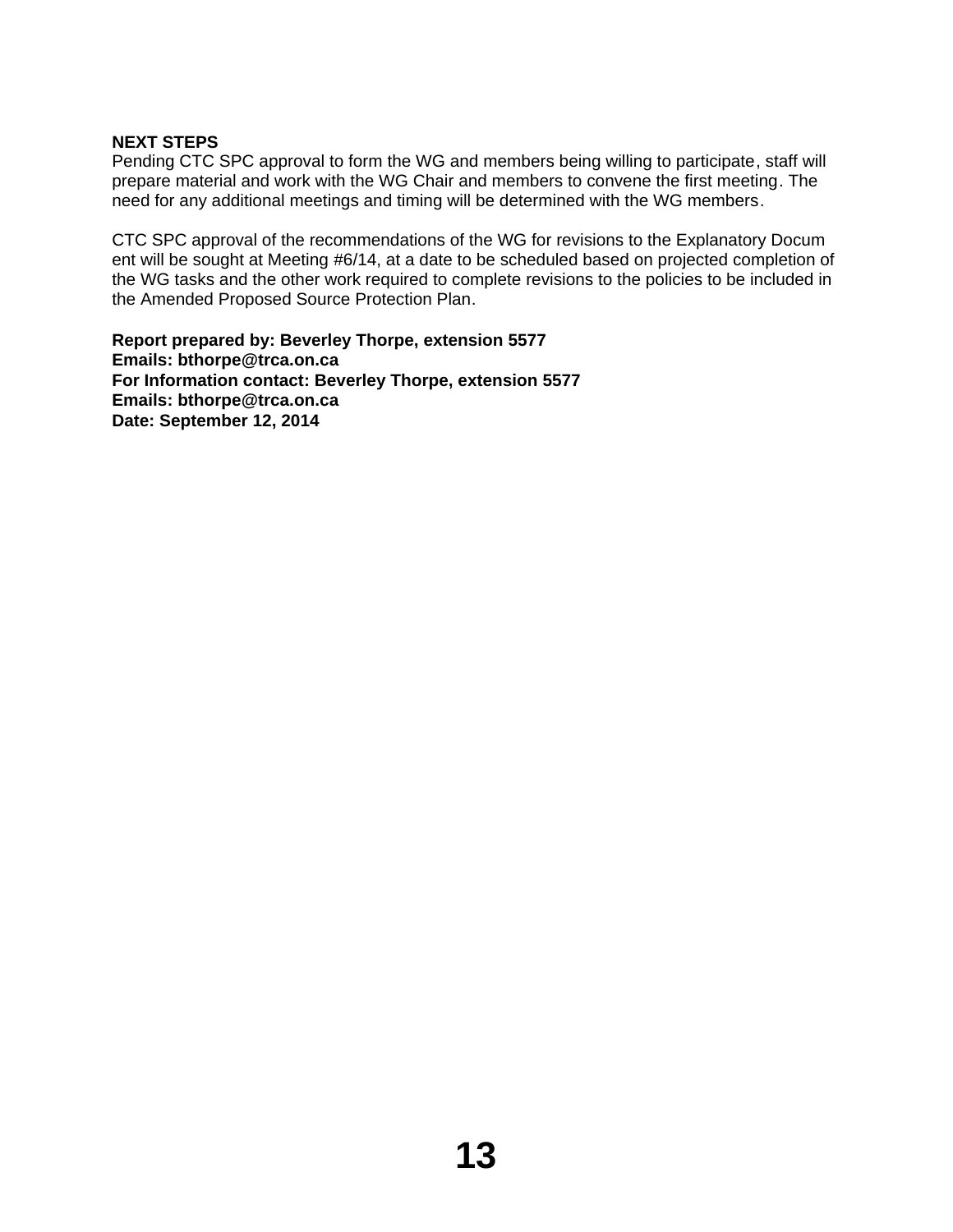**NEXT STEPS**

Pending CTC SPC approval to form the WG and members being willing to participate, staff will prepare material and work with the WG Chair and members to convene the first meeting. The need for any additional meetings and timing will be determined with the WG members.

CTC SPC approval of the recommendations of the WG for revisions to the Explanatory Document will be sought at Meeting #6/14, at a date to be scheduled based on projected completion of the WG tasks and the other work required to complete revisions to the policies to be included in the Amended Proposed Source Protection Plan.

**Report prepared by: Beverley Thorpe, extension 5577**
**Emails: bthorpe@trca.on.ca**
**For Information contact: Beverley Thorpe, extension 5577**
**Emails: bthorpe@trca.on.ca**
**Date: September 12, 2014**